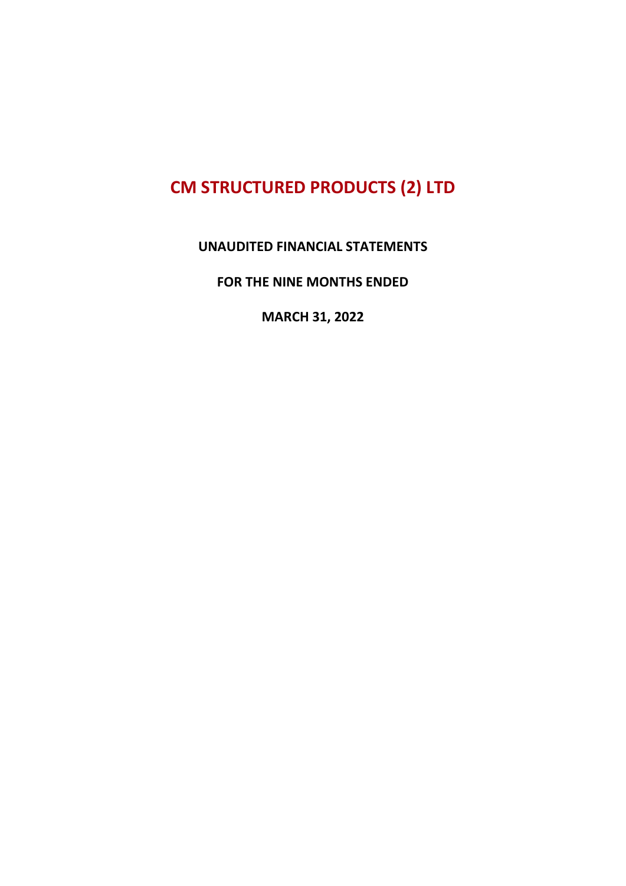# CM STRUCTURED PRODUCTS (2) LTD

**UNAUDITED FINANCIAL STATEMENTS**

**FOR THE NINE MONTHS ENDED**

**MARCH 31, 2022**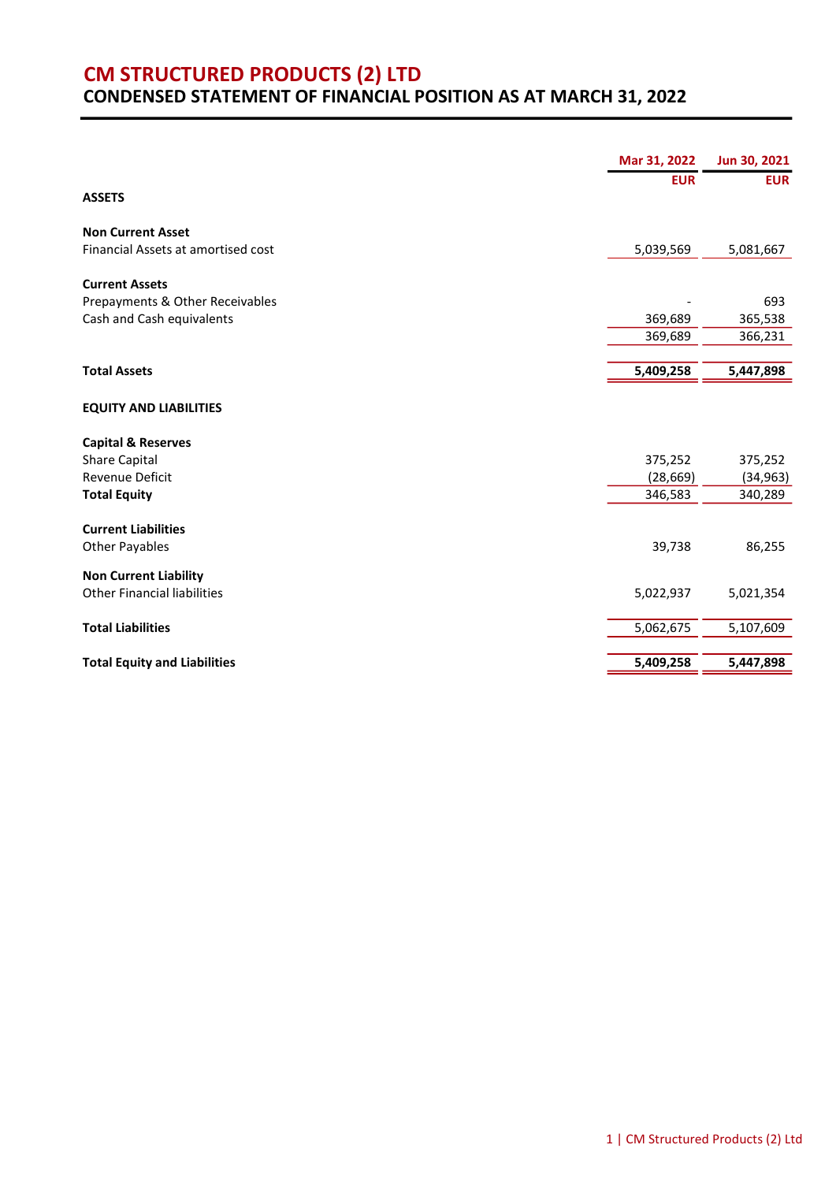# CM STRUCTURED PRODUCTS (2) LTD

## CONDENSED STATEMENT OF FINANCIAL POSITION AS AT MARCH 31, 2022

| | Mar 31, 2022 | Jun 30, 2021 |
|---|---|---|
| | EUR | EUR |
| **ASSETS** | | |
| **Non Current Asset** | | |
| Financial Assets at amortised cost | 5,039,569 | 5,081,667 |
| **Current Assets** | | |
| Prepayments & Other Receivables | - | 693 |
| Cash and Cash equivalents | 369,689 | 365,538 |
| | 369,689 | 366,231 |
| **Total Assets** | **5,409,258** | **5,447,898** |
| **EQUITY AND LIABILITIES** | | |
| **Capital & Reserves** | | |
| Share Capital | 375,252 | 375,252 |
| Revenue Deficit | (28,669) | (34,963) |
| **Total Equity** | 346,583 | 340,289 |
| **Current Liabilities** | | |
| Other Payables | 39,738 | 86,255 |
| **Non Current Liability** | | |
| Other Financial liabilities | 5,022,937 | 5,021,354 |
| **Total Liabilities** | 5,062,675 | 5,107,609 |
| **Total Equity and Liabilities** | **5,409,258** | **5,447,898** |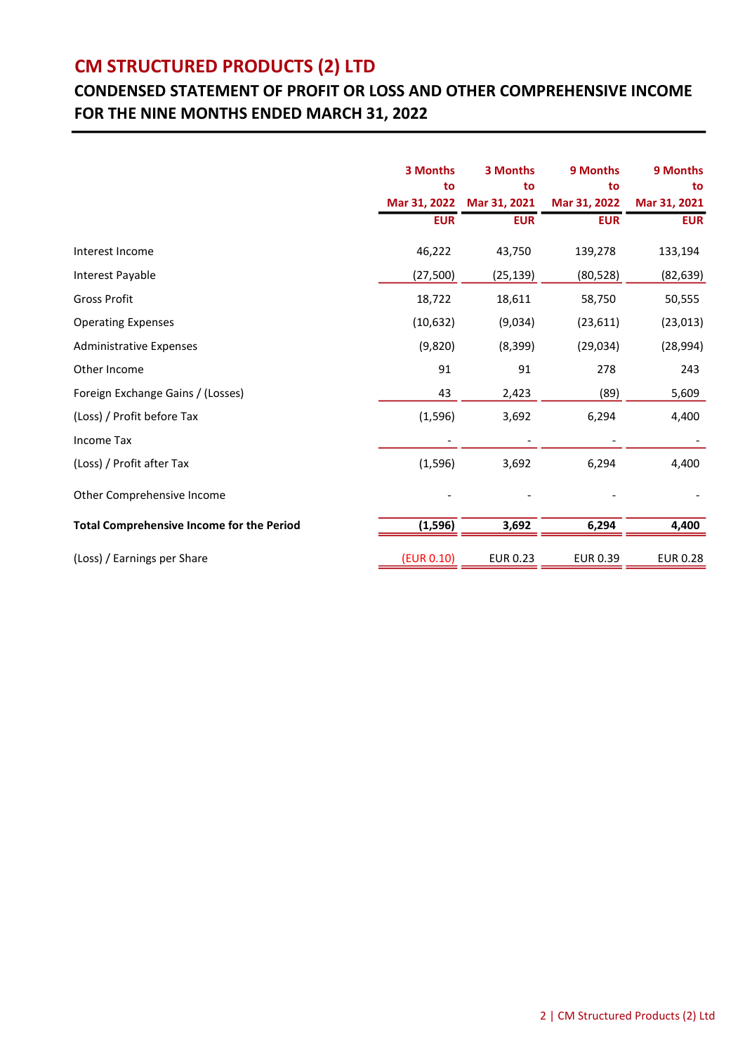# CM STRUCTURED PRODUCTS (2) LTD

## CONDENSED STATEMENT OF PROFIT OR LOSS AND OTHER COMPREHENSIVE INCOME FOR THE NINE MONTHS ENDED MARCH 31, 2022

| | 3 Months to Mar 31, 2022 | 3 Months to Mar 31, 2021 | 9 Months to Mar 31, 2022 | 9 Months to Mar 31, 2021 |
|---|---|---|---|---|
| | EUR | EUR | EUR | EUR |
| Interest Income | 46,222 | 43,750 | 139,278 | 133,194 |
| Interest Payable | (27,500) | (25,139) | (80,528) | (82,639) |
| Gross Profit | 18,722 | 18,611 | 58,750 | 50,555 |
| Operating Expenses | (10,632) | (9,034) | (23,611) | (23,013) |
| Administrative Expenses | (9,820) | (8,399) | (29,034) | (28,994) |
| Other Income | 91 | 91 | 278 | 243 |
| Foreign Exchange Gains / (Losses) | 43 | 2,423 | (89) | 5,609 |
| (Loss) / Profit before Tax | (1,596) | 3,692 | 6,294 | 4,400 |
| Income Tax | - | - | - | - |
| (Loss) / Profit after Tax | (1,596) | 3,692 | 6,294 | 4,400 |
| Other Comprehensive Income | - | - | - | - |
| **Total Comprehensive Income for the Period** | **(1,596)** | **3,692** | **6,294** | **4,400** |
| (Loss) / Earnings per Share | (EUR 0.10) | EUR 0.23 | EUR 0.39 | EUR 0.28 |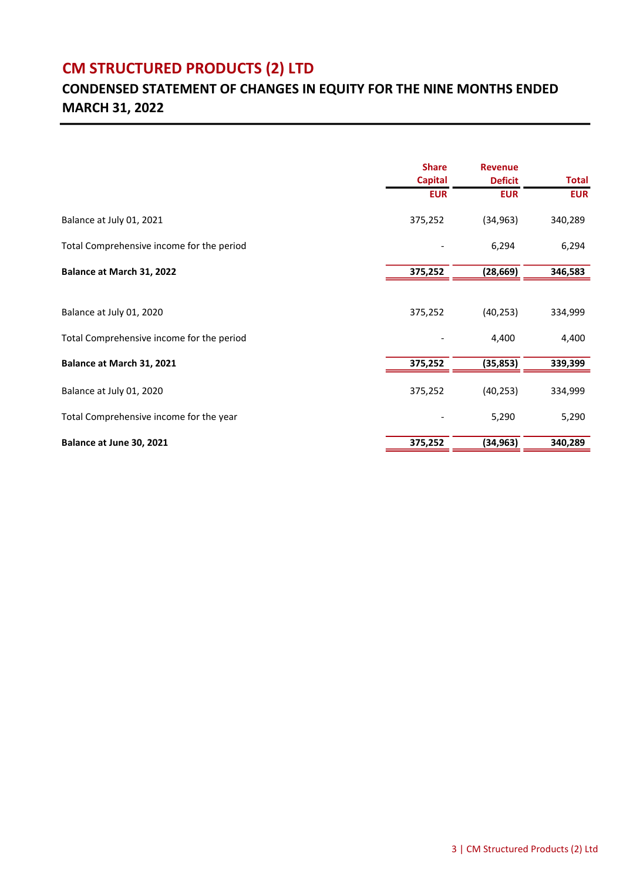# CM STRUCTURED PRODUCTS (2) LTD

## CONDENSED STATEMENT OF CHANGES IN EQUITY FOR THE NINE MONTHS ENDED MARCH 31, 2022

| | Share Capital | Revenue Deficit | Total |
|---|---|---|---|
| | EUR | EUR | EUR |
| Balance at July 01, 2021 | 375,252 | (34,963) | 340,289 |
| Total Comprehensive income for the period | - | 6,294 | 6,294 |
| **Balance at March 31, 2022** | **375,252** | **(28,669)** | **346,583** |
| | | | |
| Balance at July 01, 2020 | 375,252 | (40,253) | 334,999 |
| Total Comprehensive income for the period | - | 4,400 | 4,400 |
| **Balance at March 31, 2021** | **375,252** | **(35,853)** | **339,399** |
| Balance at July 01, 2020 | 375,252 | (40,253) | 334,999 |
| Total Comprehensive income for the year | - | 5,290 | 5,290 |
| **Balance at June 30, 2021** | **375,252** | **(34,963)** | **340,289** |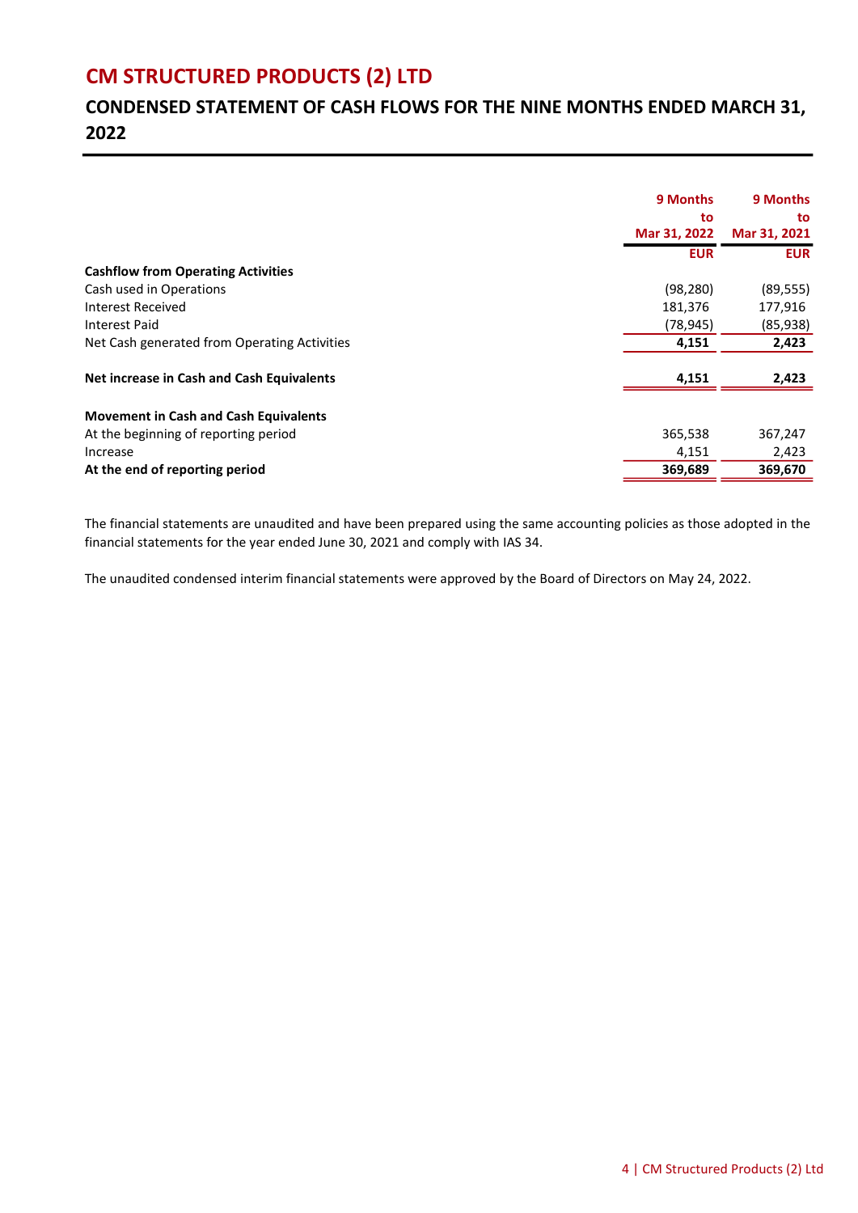# CM STRUCTURED PRODUCTS (2) LTD

## CONDENSED STATEMENT OF CASH FLOWS FOR THE NINE MONTHS ENDED MARCH 31, 2022

| | 9 Months to Mar 31, 2022 | 9 Months to Mar 31, 2021 |
|---|---|---|
| | EUR | EUR |
| **Cashflow from Operating Activities** | | |
| Cash used in Operations | (98,280) | (89,555) |
| Interest Received | 181,376 | 177,916 |
| Interest Paid | (78,945) | (85,938) |
| Net Cash generated from Operating Activities | **4,151** | **2,423** |
| **Net increase in Cash and Cash Equivalents** | **4,151** | **2,423** |
| **Movement in Cash and Cash Equivalents** | | |
| At the beginning of reporting period | 365,538 | 367,247 |
| Increase | 4,151 | 2,423 |
| **At the end of reporting period** | **369,689** | **369,670** |

The financial statements are unaudited and have been prepared using the same accounting policies as those adopted in the financial statements for the year ended June 30, 2021 and comply with IAS 34.

The unaudited condensed interim financial statements were approved by the Board of Directors on May 24, 2022.